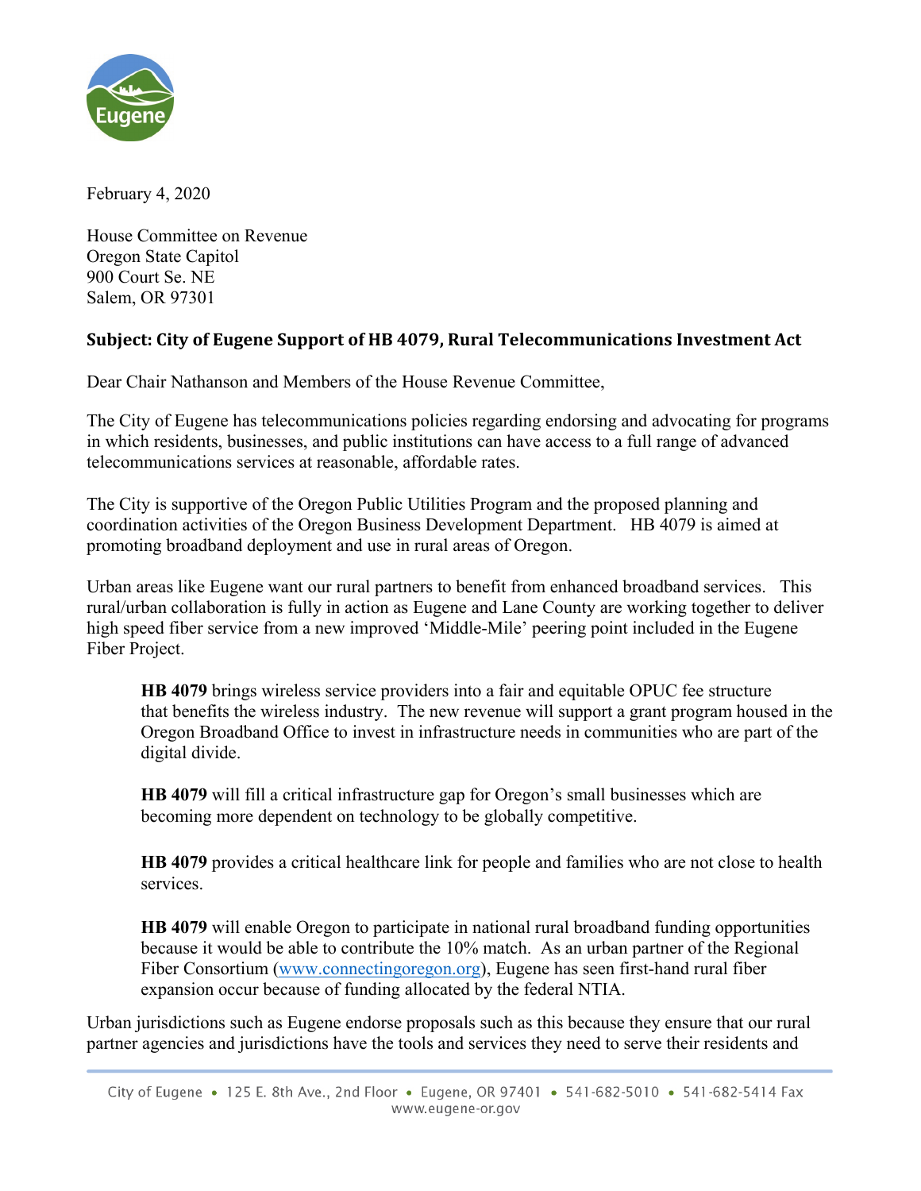February 4, 2020

House Committee on Revenue
Oregon State Capitol
900 Court Se. NE
Salem, OR 97301

**Subject: City of Eugene Support of HB 4079, Rural Telecommunications Investment Act**

Dear Chair Nathanson and Members of the House Revenue Committee,

The City of Eugene has telecommunications policies regarding endorsing and advocating for programs in which residents, businesses, and public institutions can have access to a full range of advanced telecommunications services at reasonable, affordable rates.

The City is supportive of the Oregon Public Utilities Program and the proposed planning and coordination activities of the Oregon Business Development Department. HB 4079 is aimed at promoting broadband deployment and use in rural areas of Oregon.

Urban areas like Eugene want our rural partners to benefit from enhanced broadband services. This rural/urban collaboration is fully in action as Eugene and Lane County are working together to deliver high speed fiber service from a new improved 'Middle-Mile' peering point included in the Eugene Fiber Project.

> **HB 4079** brings wireless service providers into a fair and equitable OPUC fee structure that benefits the wireless industry. The new revenue will support a grant program housed in the Oregon Broadband Office to invest in infrastructure needs in communities who are part of the digital divide.
>
> **HB 4079** will fill a critical infrastructure gap for Oregon's small businesses which are becoming more dependent on technology to be globally competitive.
>
> **HB 4079** provides a critical healthcare link for people and families who are not close to health services.
>
> **HB 4079** will enable Oregon to participate in national rural broadband funding opportunities because it would be able to contribute the 10% match. As an urban partner of the Regional Fiber Consortium (www.connectingoregon.org), Eugene has seen first-hand rural fiber expansion occur because of funding allocated by the federal NTIA.

Urban jurisdictions such as Eugene endorse proposals such as this because they ensure that our rural partner agencies and jurisdictions have the tools and services they need to serve their residents and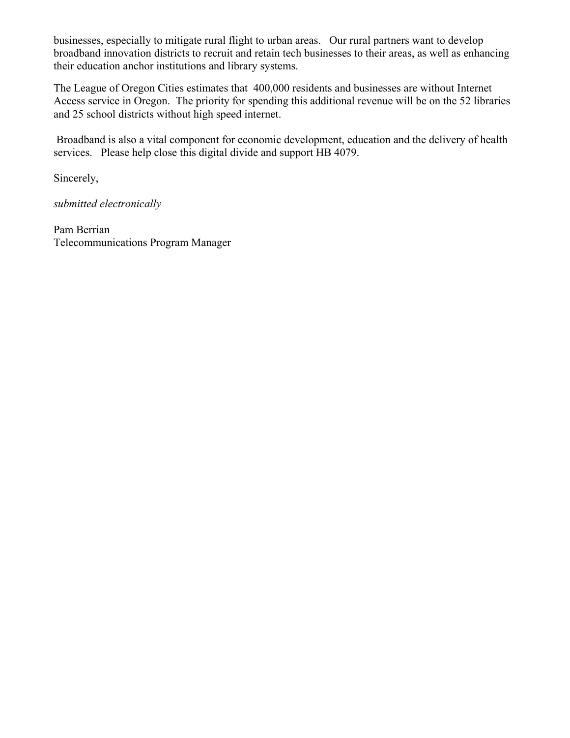businesses, especially to mitigate rural flight to urban areas. Our rural partners want to develop broadband innovation districts to recruit and retain tech businesses to their areas, as well as enhancing their education anchor institutions and library systems.

The League of Oregon Cities estimates that 400,000 residents and businesses are without Internet Access service in Oregon. The priority for spending this additional revenue will be on the 52 libraries and 25 school districts without high speed internet.

Broadband is also a vital component for economic development, education and the delivery of health services. Please help close this digital divide and support HB 4079.

Sincerely,

*submitted electronically*

Pam Berrian
Telecommunications Program Manager